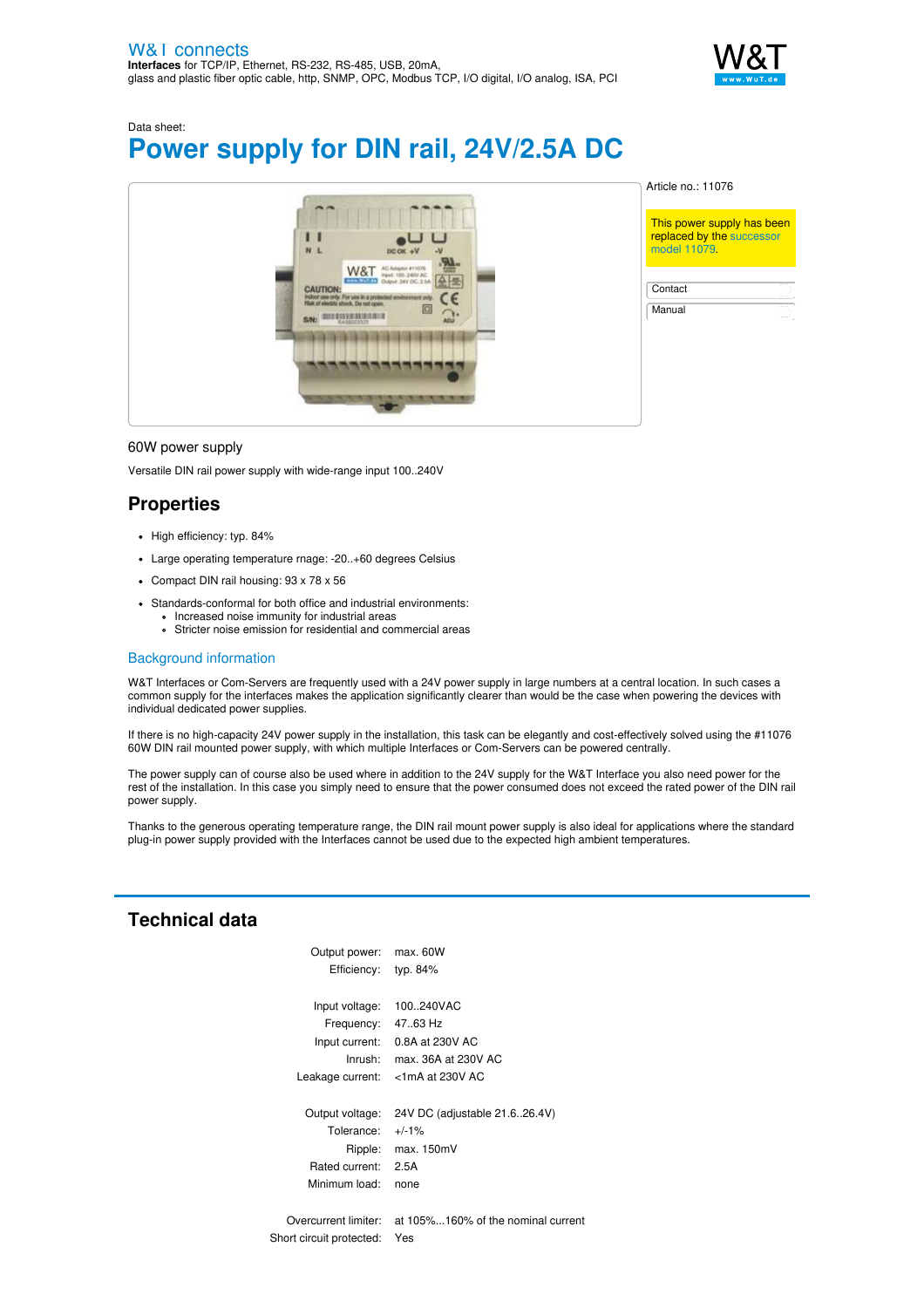W&T connects
**Interfaces** for TCP/IP, Ethernet, RS-232, RS-485, USB, 20mA, glass and plastic fiber optic cable, http, SNMP, OPC, Modbus TCP, I/O digital, I/O analog, ISA, PCI

Data sheet:

# Power supply for DIN rail, 24V/2.5A DC

Article no.: 11076

This power supply has been replaced by the successor model 11079.

Contact

Manual

60W power supply

Versatile DIN rail power supply with wide-range input 100..240V

## Properties

- High efficiency: typ. 84%
- Large operating temperature rnage: -20..+60 degrees Celsius
- Compact DIN rail housing: 93 x 78 x 56
- Standards-conformal for both office and industrial environments:
  - Increased noise immunity for industrial areas
  - Stricter noise emission for residential and commercial areas

### Background information

W&T Interfaces or Com-Servers are frequently used with a 24V power supply in large numbers at a central location. In such cases a common supply for the interfaces makes the application significantly clearer than would be the case when powering the devices with individual dedicated power supplies.

If there is no high-capacity 24V power supply in the installation, this task can be elegantly and cost-effectively solved using the #11076 60W DIN rail mounted power supply, with which multiple Interfaces or Com-Servers can be powered centrally.

The power supply can of course also be used where in addition to the 24V supply for the W&T Interface you also need power for the rest of the installation. In this case you simply need to ensure that the power consumed does not exceed the rated power of the DIN rail power supply.

Thanks to the generous operating temperature range, the DIN rail mount power supply is also ideal for applications where the standard plug-in power supply provided with the Interfaces cannot be used due to the expected high ambient temperatures.

## Technical data

| | |
|---|---|
| Output power: | max. 60W |
| Efficiency: | typ. 84% |
| | |
| Input voltage: | 100..240VAC |
| Frequency: | 47..63 Hz |
| Input current: | 0.8A at 230V AC |
| Inrush: | max. 36A at 230V AC |
| Leakage current: | <1mA at 230V AC |
| | |
| Output voltage: | 24V DC (adjustable 21.6..26.4V) |
| Tolerance: | +/-1% |
| Ripple: | max. 150mV |
| Rated current: | 2.5A |
| Minimum load: | none |
| | |
| Overcurrent limiter: | at 105%...160% of the nominal current |
| Short circuit protected: | Yes |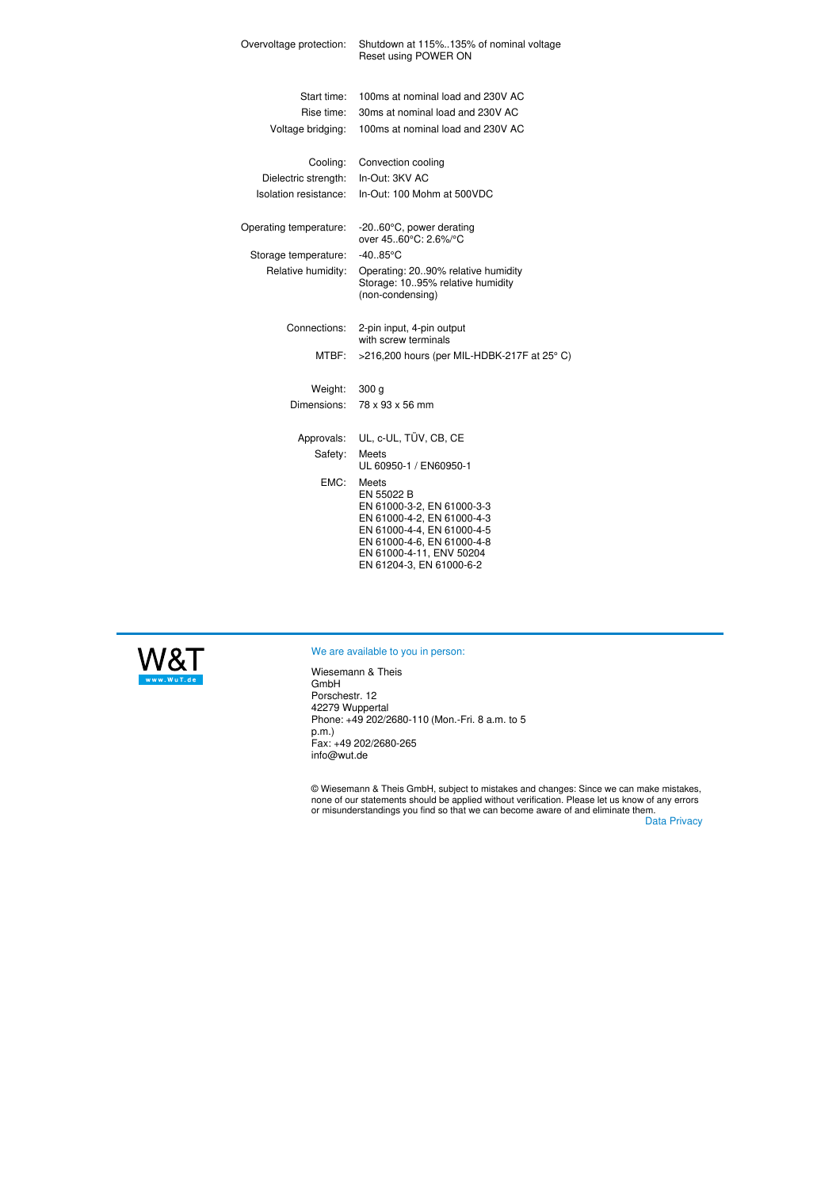| | |
|---|---|
| Overvoltage protection: | Shutdown at 115%..135% of nominal voltage<br>Reset using POWER ON |
| Start time: | 100ms at nominal load and 230V AC |
| Rise time: | 30ms at nominal load and 230V AC |
| Voltage bridging: | 100ms at nominal load and 230V AC |
| Cooling: | Convection cooling |
| Dielectric strength: | In-Out: 3KV AC |
| Isolation resistance: | In-Out: 100 Mohm at 500VDC |
| Operating temperature: | -20..60°C, power derating<br>over 45..60°C: 2.6%/°C |
| Storage temperature: | -40..85°C |
| Relative humidity: | Operating: 20..90% relative humidity<br>Storage: 10..95% relative humidity<br>(non-condensing) |
| Connections: | 2-pin input, 4-pin output<br>with screw terminals |
| MTBF: | >216,200 hours (per MIL-HDBK-217F at 25° C) |
| Weight: | 300 g |
| Dimensions: | 78 x 93 x 56 mm |
| Approvals: | UL, c-UL, TÜV, CB, CE |
| Safety: | Meets<br>UL 60950-1 / EN60950-1 |
| EMC: | Meets<br>EN 55022 B<br>EN 61000-3-2, EN 61000-3-3<br>EN 61000-4-2, EN 61000-4-3<br>EN 61000-4-4, EN 61000-4-5<br>EN 61000-4-6, EN 61000-4-8<br>EN 61000-4-11, ENV 50204<br>EN 61204-3, EN 61000-6-2 |

W&T
www.WuT.de

We are available to you in person:

Wiesemann & Theis GmbH
Porschestr. 12
42279 Wuppertal
Phone: +49 202/2680-110 (Mon.-Fri. 8 a.m. to 5 p.m.)
Fax: +49 202/2680-265
info@wut.de

© Wiesemann & Theis GmbH, subject to mistakes and changes: Since we can make mistakes, none of our statements should be applied without verification. Please let us know of any errors or misunderstandings you find so that we can become aware of and eliminate them.

Data Privacy